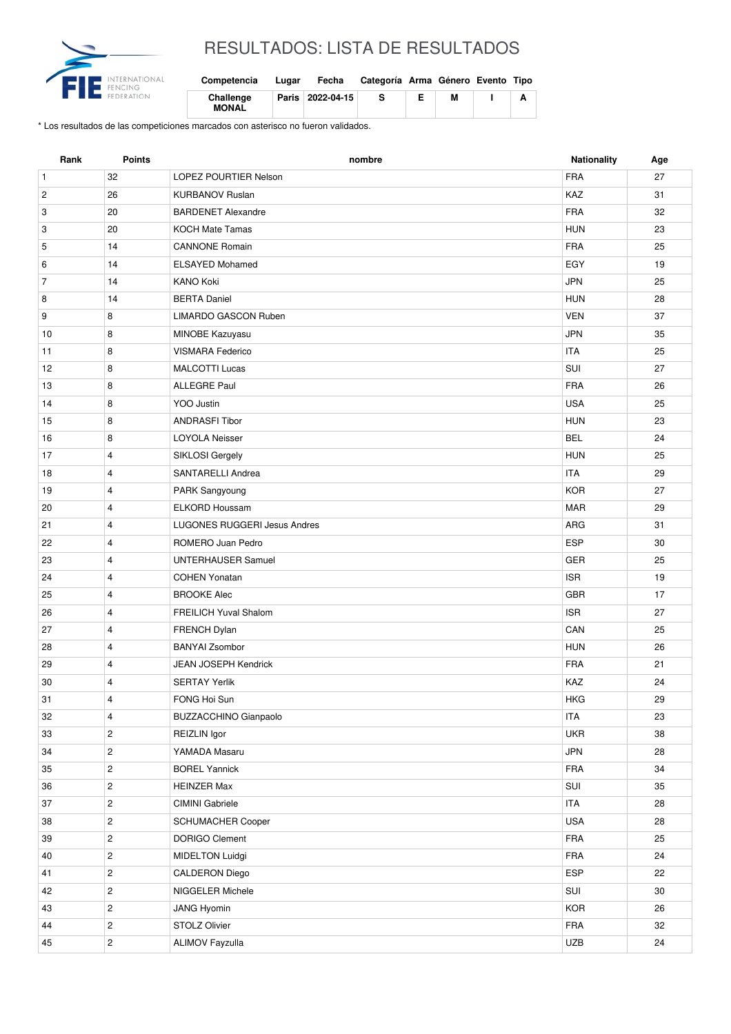# RESULTADOS: LISTA DE RESULTADOS

| Competencia | Lugar | Fecha | Categoría | Arma | Género | Evento | Tipo |
|---|---|---|---|---|---|---|---|
| Challenge MONAL | Paris | 2022-04-15 | S | E | M | I | A |

* Los resultados de las competiciones marcados con asterisco no fueron validados.

| Rank | Points | nombre | Nationality | Age |
|---|---|---|---|---|
| 1 | 32 | LOPEZ POURTIER Nelson | FRA | 27 |
| 2 | 26 | KURBANOV Ruslan | KAZ | 31 |
| 3 | 20 | BARDENET Alexandre | FRA | 32 |
| 3 | 20 | KOCH Mate Tamas | HUN | 23 |
| 5 | 14 | CANNONE Romain | FRA | 25 |
| 6 | 14 | ELSAYED Mohamed | EGY | 19 |
| 7 | 14 | KANO Koki | JPN | 25 |
| 8 | 14 | BERTA Daniel | HUN | 28 |
| 9 | 8 | LIMARDO GASCON Ruben | VEN | 37 |
| 10 | 8 | MINOBE Kazuyasu | JPN | 35 |
| 11 | 8 | VISMARA Federico | ITA | 25 |
| 12 | 8 | MALCOTTI Lucas | SUI | 27 |
| 13 | 8 | ALLEGRE Paul | FRA | 26 |
| 14 | 8 | YOO Justin | USA | 25 |
| 15 | 8 | ANDRASFI Tibor | HUN | 23 |
| 16 | 8 | LOYOLA Neisser | BEL | 24 |
| 17 | 4 | SIKLOSI Gergely | HUN | 25 |
| 18 | 4 | SANTARELLI Andrea | ITA | 29 |
| 19 | 4 | PARK Sangyoung | KOR | 27 |
| 20 | 4 | ELKORD Houssam | MAR | 29 |
| 21 | 4 | LUGONES RUGGERI Jesus Andres | ARG | 31 |
| 22 | 4 | ROMERO Juan Pedro | ESP | 30 |
| 23 | 4 | UNTERHAUSER Samuel | GER | 25 |
| 24 | 4 | COHEN Yonatan | ISR | 19 |
| 25 | 4 | BROOKE Alec | GBR | 17 |
| 26 | 4 | FREILICH Yuval Shalom | ISR | 27 |
| 27 | 4 | FRENCH Dylan | CAN | 25 |
| 28 | 4 | BANYAI Zsombor | HUN | 26 |
| 29 | 4 | JEAN JOSEPH Kendrick | FRA | 21 |
| 30 | 4 | SERTAY Yerlik | KAZ | 24 |
| 31 | 4 | FONG Hoi Sun | HKG | 29 |
| 32 | 4 | BUZZACCHINO Gianpaolo | ITA | 23 |
| 33 | 2 | REIZLIN Igor | UKR | 38 |
| 34 | 2 | YAMADA Masaru | JPN | 28 |
| 35 | 2 | BOREL Yannick | FRA | 34 |
| 36 | 2 | HEINZER Max | SUI | 35 |
| 37 | 2 | CIMINI Gabriele | ITA | 28 |
| 38 | 2 | SCHUMACHER Cooper | USA | 28 |
| 39 | 2 | DORIGO Clement | FRA | 25 |
| 40 | 2 | MIDELTON Luidgi | FRA | 24 |
| 41 | 2 | CALDERON Diego | ESP | 22 |
| 42 | 2 | NIGGELER Michele | SUI | 30 |
| 43 | 2 | JANG Hyomin | KOR | 26 |
| 44 | 2 | STOLZ Olivier | FRA | 32 |
| 45 | 2 | ALIMOV Fayzulla | UZB | 24 |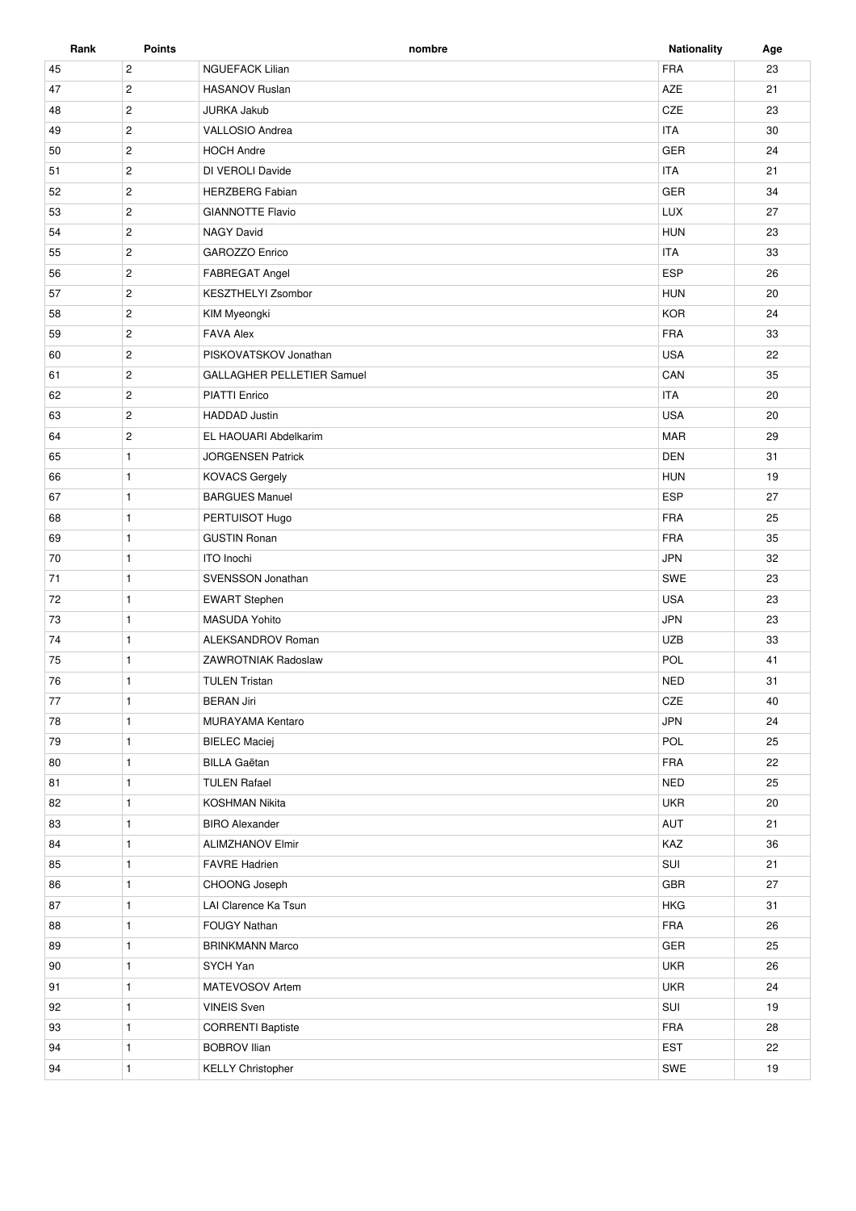| Rank | Points | nombre | Nationality | Age |
|---|---|---|---|---|
| 45 | 2 | NGUEFACK Lilian | FRA | 23 |
| 47 | 2 | HASANOV Ruslan | AZE | 21 |
| 48 | 2 | JURKA Jakub | CZE | 23 |
| 49 | 2 | VALLOSIO Andrea | ITA | 30 |
| 50 | 2 | HOCH Andre | GER | 24 |
| 51 | 2 | DI VEROLI Davide | ITA | 21 |
| 52 | 2 | HERZBERG Fabian | GER | 34 |
| 53 | 2 | GIANNOTTE Flavio | LUX | 27 |
| 54 | 2 | NAGY David | HUN | 23 |
| 55 | 2 | GAROZZO Enrico | ITA | 33 |
| 56 | 2 | FABREGAT Angel | ESP | 26 |
| 57 | 2 | KESZTHELYI Zsombor | HUN | 20 |
| 58 | 2 | KIM Myeongki | KOR | 24 |
| 59 | 2 | FAVA Alex | FRA | 33 |
| 60 | 2 | PISKOVATSKOV Jonathan | USA | 22 |
| 61 | 2 | GALLAGHER PELLETIER Samuel | CAN | 35 |
| 62 | 2 | PIATTI Enrico | ITA | 20 |
| 63 | 2 | HADDAD Justin | USA | 20 |
| 64 | 2 | EL HAOUARI Abdelkarim | MAR | 29 |
| 65 | 1 | JORGENSEN Patrick | DEN | 31 |
| 66 | 1 | KOVACS Gergely | HUN | 19 |
| 67 | 1 | BARGUES Manuel | ESP | 27 |
| 68 | 1 | PERTUISOT Hugo | FRA | 25 |
| 69 | 1 | GUSTIN Ronan | FRA | 35 |
| 70 | 1 | ITO Inochi | JPN | 32 |
| 71 | 1 | SVENSSON Jonathan | SWE | 23 |
| 72 | 1 | EWART Stephen | USA | 23 |
| 73 | 1 | MASUDA Yohito | JPN | 23 |
| 74 | 1 | ALEKSANDROV Roman | UZB | 33 |
| 75 | 1 | ZAWROTNIAK Radoslaw | POL | 41 |
| 76 | 1 | TULEN Tristan | NED | 31 |
| 77 | 1 | BERAN Jiri | CZE | 40 |
| 78 | 1 | MURAYAMA Kentaro | JPN | 24 |
| 79 | 1 | BIELEC Maciej | POL | 25 |
| 80 | 1 | BILLA Gaëtan | FRA | 22 |
| 81 | 1 | TULEN Rafael | NED | 25 |
| 82 | 1 | KOSHMAN Nikita | UKR | 20 |
| 83 | 1 | BIRO Alexander | AUT | 21 |
| 84 | 1 | ALIMZHANOV Elmir | KAZ | 36 |
| 85 | 1 | FAVRE Hadrien | SUI | 21 |
| 86 | 1 | CHOONG Joseph | GBR | 27 |
| 87 | 1 | LAI Clarence Ka Tsun | HKG | 31 |
| 88 | 1 | FOUGY Nathan | FRA | 26 |
| 89 | 1 | BRINKMANN Marco | GER | 25 |
| 90 | 1 | SYCH Yan | UKR | 26 |
| 91 | 1 | MATEVOSOV Artem | UKR | 24 |
| 92 | 1 | VINEIS Sven | SUI | 19 |
| 93 | 1 | CORRENTI Baptiste | FRA | 28 |
| 94 | 1 | BOBROV Ilian | EST | 22 |
| 94 | 1 | KELLY Christopher | SWE | 19 |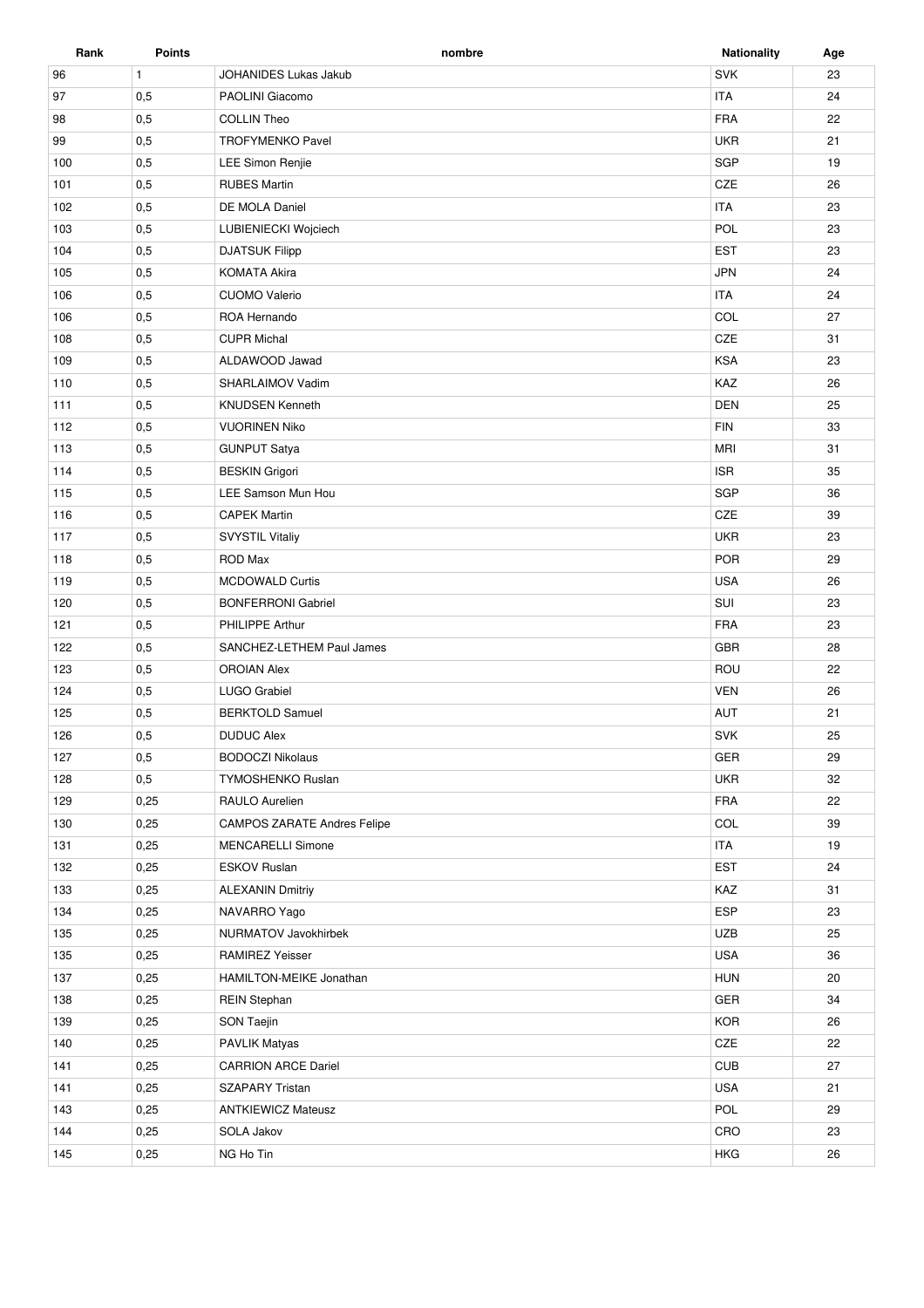| Rank | Points | nombre | Nationality | Age |
|---|---|---|---|---|
| 96 | 1 | JOHANIDES Lukas Jakub | SVK | 23 |
| 97 | 0,5 | PAOLINI Giacomo | ITA | 24 |
| 98 | 0,5 | COLLIN Theo | FRA | 22 |
| 99 | 0,5 | TROFYMENKO Pavel | UKR | 21 |
| 100 | 0,5 | LEE Simon Renjie | SGP | 19 |
| 101 | 0,5 | RUBES Martin | CZE | 26 |
| 102 | 0,5 | DE MOLA Daniel | ITA | 23 |
| 103 | 0,5 | LUBIENIECKI Wojciech | POL | 23 |
| 104 | 0,5 | DJATSUK Filipp | EST | 23 |
| 105 | 0,5 | KOMATA Akira | JPN | 24 |
| 106 | 0,5 | CUOMO Valerio | ITA | 24 |
| 106 | 0,5 | ROA Hernando | COL | 27 |
| 108 | 0,5 | CUPR Michal | CZE | 31 |
| 109 | 0,5 | ALDAWOOD Jawad | KSA | 23 |
| 110 | 0,5 | SHARLAIMOV Vadim | KAZ | 26 |
| 111 | 0,5 | KNUDSEN Kenneth | DEN | 25 |
| 112 | 0,5 | VUORINEN Niko | FIN | 33 |
| 113 | 0,5 | GUNPUT Satya | MRI | 31 |
| 114 | 0,5 | BESKIN Grigori | ISR | 35 |
| 115 | 0,5 | LEE Samson Mun Hou | SGP | 36 |
| 116 | 0,5 | CAPEK Martin | CZE | 39 |
| 117 | 0,5 | SVYSTIL Vitaliy | UKR | 23 |
| 118 | 0,5 | ROD Max | POR | 29 |
| 119 | 0,5 | MCDOWALD Curtis | USA | 26 |
| 120 | 0,5 | BONFERRONI Gabriel | SUI | 23 |
| 121 | 0,5 | PHILIPPE Arthur | FRA | 23 |
| 122 | 0,5 | SANCHEZ-LETHEM Paul James | GBR | 28 |
| 123 | 0,5 | OROIAN Alex | ROU | 22 |
| 124 | 0,5 | LUGO Grabiel | VEN | 26 |
| 125 | 0,5 | BERKTOLD Samuel | AUT | 21 |
| 126 | 0,5 | DUDUC Alex | SVK | 25 |
| 127 | 0,5 | BODOCZI Nikolaus | GER | 29 |
| 128 | 0,5 | TYMOSHENKO Ruslan | UKR | 32 |
| 129 | 0,25 | RAULO Aurelien | FRA | 22 |
| 130 | 0,25 | CAMPOS ZARATE Andres Felipe | COL | 39 |
| 131 | 0,25 | MENCARELLI Simone | ITA | 19 |
| 132 | 0,25 | ESKOV Ruslan | EST | 24 |
| 133 | 0,25 | ALEXANIN Dmitriy | KAZ | 31 |
| 134 | 0,25 | NAVARRO Yago | ESP | 23 |
| 135 | 0,25 | NURMATOV Javokhirbek | UZB | 25 |
| 135 | 0,25 | RAMIREZ Yeisser | USA | 36 |
| 137 | 0,25 | HAMILTON-MEIKE Jonathan | HUN | 20 |
| 138 | 0,25 | REIN Stephan | GER | 34 |
| 139 | 0,25 | SON Taejin | KOR | 26 |
| 140 | 0,25 | PAVLIK Matyas | CZE | 22 |
| 141 | 0,25 | CARRION ARCE Dariel | CUB | 27 |
| 141 | 0,25 | SZAPARY Tristan | USA | 21 |
| 143 | 0,25 | ANTKIEWICZ Mateusz | POL | 29 |
| 144 | 0,25 | SOLA Jakov | CRO | 23 |
| 145 | 0,25 | NG Ho Tin | HKG | 26 |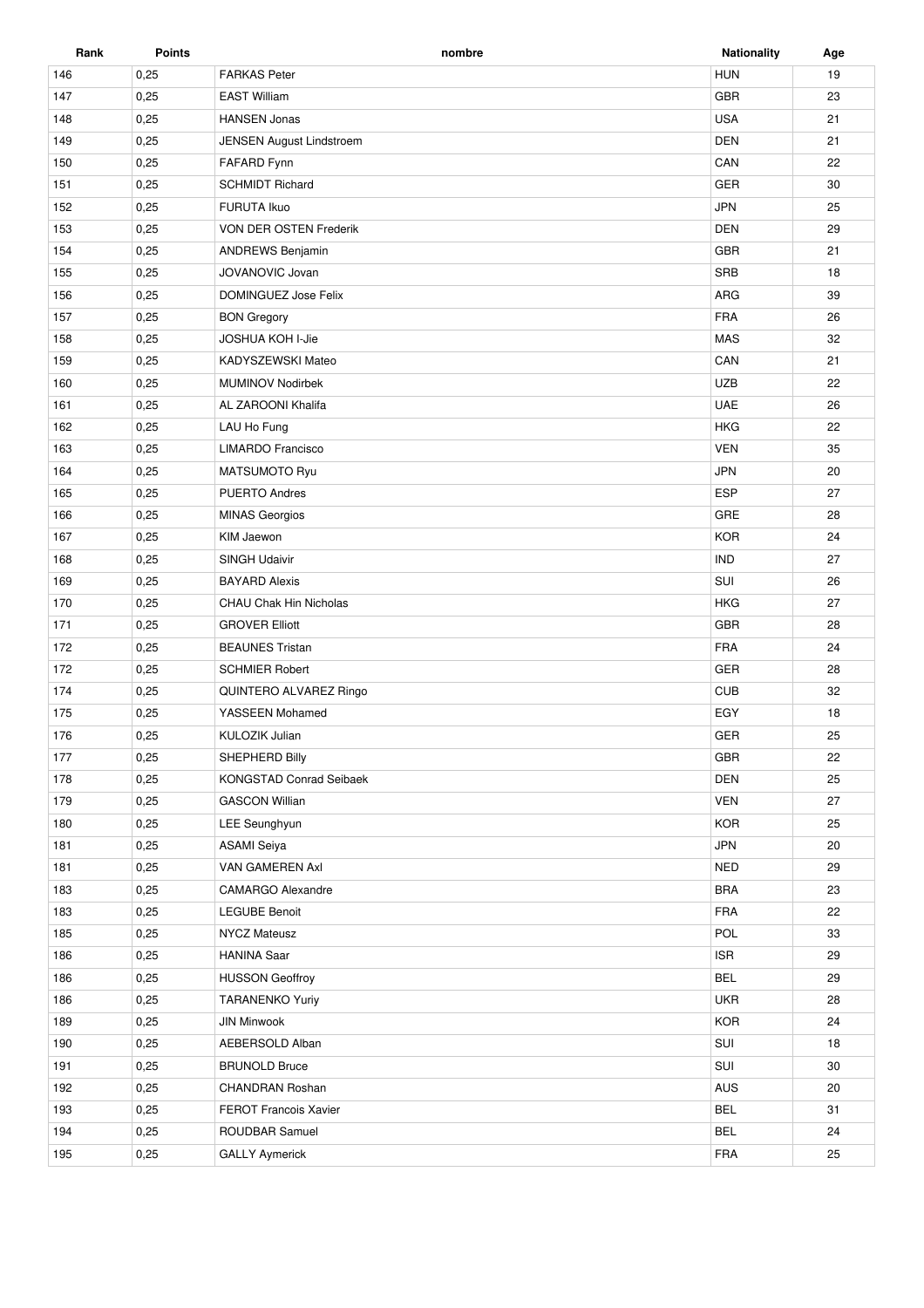| Rank | Points | nombre | Nationality | Age |
|---|---|---|---|---|
| 146 | 0,25 | FARKAS Peter | HUN | 19 |
| 147 | 0,25 | EAST William | GBR | 23 |
| 148 | 0,25 | HANSEN Jonas | USA | 21 |
| 149 | 0,25 | JENSEN August Lindstroem | DEN | 21 |
| 150 | 0,25 | FAFARD Fynn | CAN | 22 |
| 151 | 0,25 | SCHMIDT Richard | GER | 30 |
| 152 | 0,25 | FURUTA Ikuo | JPN | 25 |
| 153 | 0,25 | VON DER OSTEN Frederik | DEN | 29 |
| 154 | 0,25 | ANDREWS Benjamin | GBR | 21 |
| 155 | 0,25 | JOVANOVIC Jovan | SRB | 18 |
| 156 | 0,25 | DOMINGUEZ Jose Felix | ARG | 39 |
| 157 | 0,25 | BON Gregory | FRA | 26 |
| 158 | 0,25 | JOSHUA KOH I-Jie | MAS | 32 |
| 159 | 0,25 | KADYSZEWSKI Mateo | CAN | 21 |
| 160 | 0,25 | MUMINOV Nodirbek | UZB | 22 |
| 161 | 0,25 | AL ZAROONI Khalifa | UAE | 26 |
| 162 | 0,25 | LAU Ho Fung | HKG | 22 |
| 163 | 0,25 | LIMARDO Francisco | VEN | 35 |
| 164 | 0,25 | MATSUMOTO Ryu | JPN | 20 |
| 165 | 0,25 | PUERTO Andres | ESP | 27 |
| 166 | 0,25 | MINAS Georgios | GRE | 28 |
| 167 | 0,25 | KIM Jaewon | KOR | 24 |
| 168 | 0,25 | SINGH Udaivir | IND | 27 |
| 169 | 0,25 | BAYARD Alexis | SUI | 26 |
| 170 | 0,25 | CHAU Chak Hin Nicholas | HKG | 27 |
| 171 | 0,25 | GROVER Elliott | GBR | 28 |
| 172 | 0,25 | BEAUNES Tristan | FRA | 24 |
| 172 | 0,25 | SCHMIER Robert | GER | 28 |
| 174 | 0,25 | QUINTERO ALVAREZ Ringo | CUB | 32 |
| 175 | 0,25 | YASSEEN Mohamed | EGY | 18 |
| 176 | 0,25 | KULOZIK Julian | GER | 25 |
| 177 | 0,25 | SHEPHERD Billy | GBR | 22 |
| 178 | 0,25 | KONGSTAD Conrad Seibaek | DEN | 25 |
| 179 | 0,25 | GASCON Willian | VEN | 27 |
| 180 | 0,25 | LEE Seunghyun | KOR | 25 |
| 181 | 0,25 | ASAMI Seiya | JPN | 20 |
| 181 | 0,25 | VAN GAMEREN Axl | NED | 29 |
| 183 | 0,25 | CAMARGO Alexandre | BRA | 23 |
| 183 | 0,25 | LEGUBE Benoit | FRA | 22 |
| 185 | 0,25 | NYCZ Mateusz | POL | 33 |
| 186 | 0,25 | HANINA Saar | ISR | 29 |
| 186 | 0,25 | HUSSON Geoffroy | BEL | 29 |
| 186 | 0,25 | TARANENKO Yuriy | UKR | 28 |
| 189 | 0,25 | JIN Minwook | KOR | 24 |
| 190 | 0,25 | AEBERSOLD Alban | SUI | 18 |
| 191 | 0,25 | BRUNOLD Bruce | SUI | 30 |
| 192 | 0,25 | CHANDRAN Roshan | AUS | 20 |
| 193 | 0,25 | FEROT Francois Xavier | BEL | 31 |
| 194 | 0,25 | ROUDBAR Samuel | BEL | 24 |
| 195 | 0,25 | GALLY Aymerick | FRA | 25 |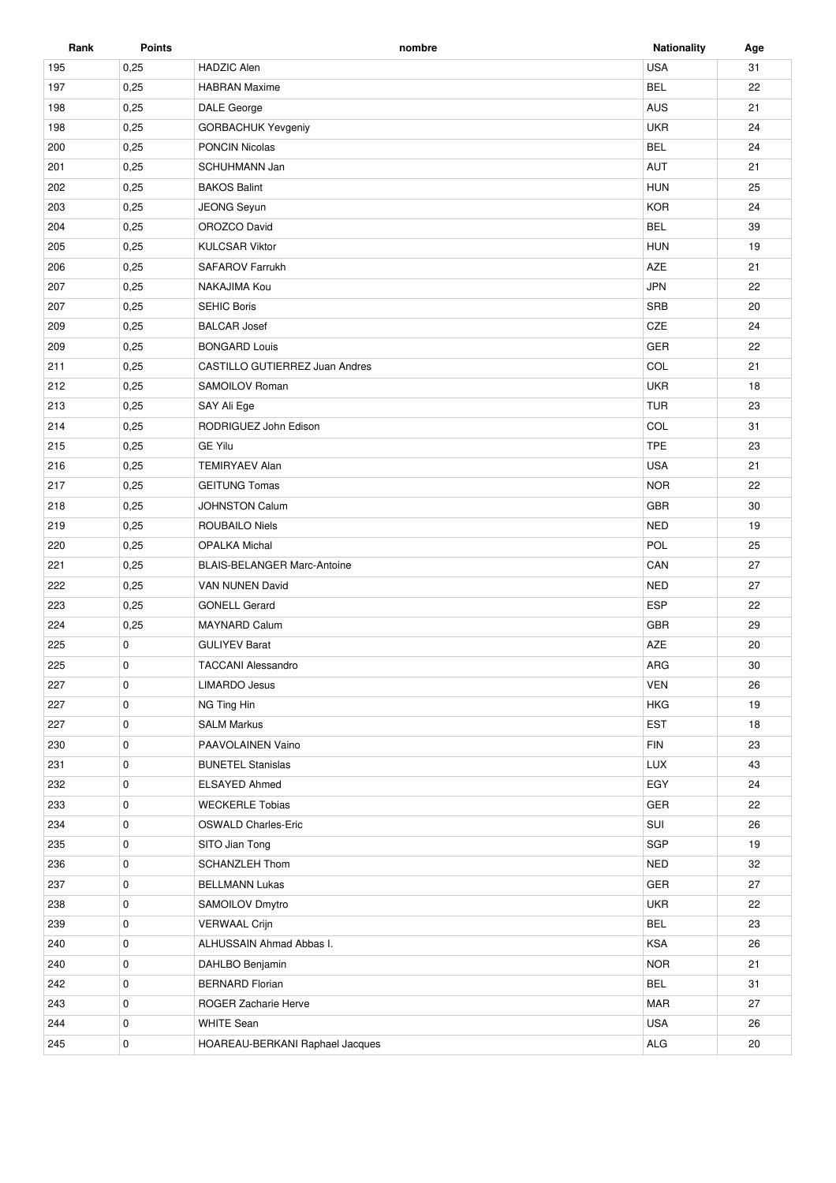| Rank | Points | nombre | Nationality | Age |
|---|---|---|---|---|
| 195 | 0,25 | HADZIC Alen | USA | 31 |
| 197 | 0,25 | HABRAN Maxime | BEL | 22 |
| 198 | 0,25 | DALE George | AUS | 21 |
| 198 | 0,25 | GORBACHUK Yevgeniy | UKR | 24 |
| 200 | 0,25 | PONCIN Nicolas | BEL | 24 |
| 201 | 0,25 | SCHUHMANN Jan | AUT | 21 |
| 202 | 0,25 | BAKOS Balint | HUN | 25 |
| 203 | 0,25 | JEONG Seyun | KOR | 24 |
| 204 | 0,25 | OROZCO David | BEL | 39 |
| 205 | 0,25 | KULCSAR Viktor | HUN | 19 |
| 206 | 0,25 | SAFAROV Farrukh | AZE | 21 |
| 207 | 0,25 | NAKAJIMA Kou | JPN | 22 |
| 207 | 0,25 | SEHIC Boris | SRB | 20 |
| 209 | 0,25 | BALCAR Josef | CZE | 24 |
| 209 | 0,25 | BONGARD Louis | GER | 22 |
| 211 | 0,25 | CASTILLO GUTIERREZ Juan Andres | COL | 21 |
| 212 | 0,25 | SAMOILOV Roman | UKR | 18 |
| 213 | 0,25 | SAY Ali Ege | TUR | 23 |
| 214 | 0,25 | RODRIGUEZ John Edison | COL | 31 |
| 215 | 0,25 | GE Yilu | TPE | 23 |
| 216 | 0,25 | TEMIRYAEV Alan | USA | 21 |
| 217 | 0,25 | GEITUNG Tomas | NOR | 22 |
| 218 | 0,25 | JOHNSTON Calum | GBR | 30 |
| 219 | 0,25 | ROUBAILO Niels | NED | 19 |
| 220 | 0,25 | OPALKA Michal | POL | 25 |
| 221 | 0,25 | BLAIS-BELANGER Marc-Antoine | CAN | 27 |
| 222 | 0,25 | VAN NUNEN David | NED | 27 |
| 223 | 0,25 | GONELL Gerard | ESP | 22 |
| 224 | 0,25 | MAYNARD Calum | GBR | 29 |
| 225 | 0 | GULIYEV Barat | AZE | 20 |
| 225 | 0 | TACCANI Alessandro | ARG | 30 |
| 227 | 0 | LIMARDO Jesus | VEN | 26 |
| 227 | 0 | NG Ting Hin | HKG | 19 |
| 227 | 0 | SALM Markus | EST | 18 |
| 230 | 0 | PAAVOLAINEN Vaino | FIN | 23 |
| 231 | 0 | BUNETEL Stanislas | LUX | 43 |
| 232 | 0 | ELSAYED Ahmed | EGY | 24 |
| 233 | 0 | WECKERLE Tobias | GER | 22 |
| 234 | 0 | OSWALD Charles-Eric | SUI | 26 |
| 235 | 0 | SITO Jian Tong | SGP | 19 |
| 236 | 0 | SCHANZLEH Thom | NED | 32 |
| 237 | 0 | BELLMANN Lukas | GER | 27 |
| 238 | 0 | SAMOILOV Dmytro | UKR | 22 |
| 239 | 0 | VERWAAL Crijn | BEL | 23 |
| 240 | 0 | ALHUSSAIN Ahmad Abbas I. | KSA | 26 |
| 240 | 0 | DAHLBO Benjamin | NOR | 21 |
| 242 | 0 | BERNARD Florian | BEL | 31 |
| 243 | 0 | ROGER Zacharie Herve | MAR | 27 |
| 244 | 0 | WHITE Sean | USA | 26 |
| 245 | 0 | HOAREAU-BERKANI Raphael Jacques | ALG | 20 |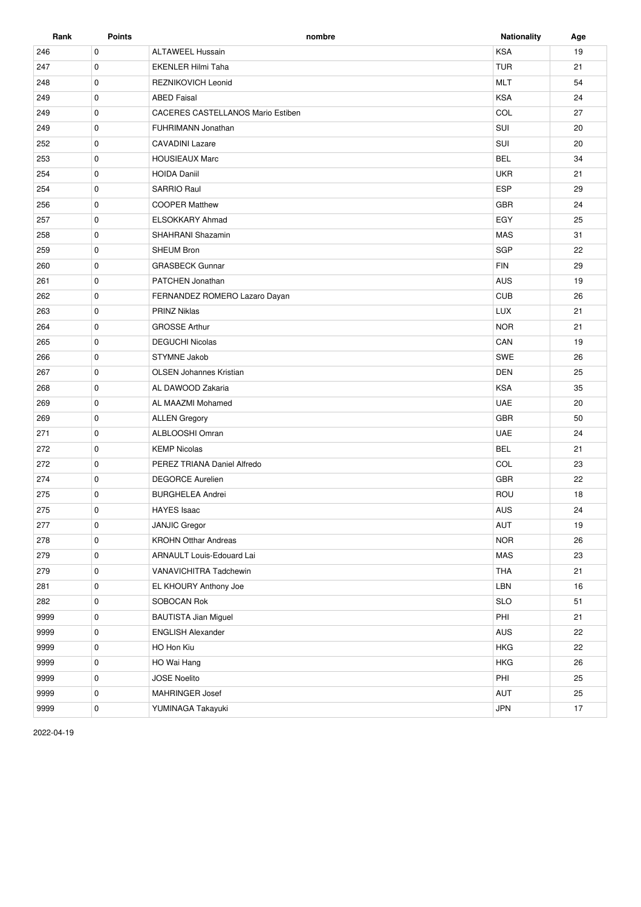| Rank | Points | nombre | Nationality | Age |
| --- | --- | --- | --- | --- |
| 246 | 0 | ALTAWEEL Hussain | KSA | 19 |
| 247 | 0 | EKENLER Hilmi Taha | TUR | 21 |
| 248 | 0 | REZNIKOVICH Leonid | MLT | 54 |
| 249 | 0 | ABED Faisal | KSA | 24 |
| 249 | 0 | CACERES CASTELLANOS Mario Estiben | COL | 27 |
| 249 | 0 | FUHRIMANN Jonathan | SUI | 20 |
| 252 | 0 | CAVADINI Lazare | SUI | 20 |
| 253 | 0 | HOUSIEAUX Marc | BEL | 34 |
| 254 | 0 | HOIDA Daniil | UKR | 21 |
| 254 | 0 | SARRIO Raul | ESP | 29 |
| 256 | 0 | COOPER Matthew | GBR | 24 |
| 257 | 0 | ELSOKKARY Ahmad | EGY | 25 |
| 258 | 0 | SHAHRANI Shazamin | MAS | 31 |
| 259 | 0 | SHEUM Bron | SGP | 22 |
| 260 | 0 | GRASBECK Gunnar | FIN | 29 |
| 261 | 0 | PATCHEN Jonathan | AUS | 19 |
| 262 | 0 | FERNANDEZ ROMERO Lazaro Dayan | CUB | 26 |
| 263 | 0 | PRINZ Niklas | LUX | 21 |
| 264 | 0 | GROSSE Arthur | NOR | 21 |
| 265 | 0 | DEGUCHI Nicolas | CAN | 19 |
| 266 | 0 | STYMNE Jakob | SWE | 26 |
| 267 | 0 | OLSEN Johannes Kristian | DEN | 25 |
| 268 | 0 | AL DAWOOD Zakaria | KSA | 35 |
| 269 | 0 | AL MAAZMI Mohamed | UAE | 20 |
| 269 | 0 | ALLEN Gregory | GBR | 50 |
| 271 | 0 | ALBLOOSHI Omran | UAE | 24 |
| 272 | 0 | KEMP Nicolas | BEL | 21 |
| 272 | 0 | PEREZ TRIANA Daniel Alfredo | COL | 23 |
| 274 | 0 | DEGORCE Aurelien | GBR | 22 |
| 275 | 0 | BURGHELEA Andrei | ROU | 18 |
| 275 | 0 | HAYES Isaac | AUS | 24 |
| 277 | 0 | JANJIC Gregor | AUT | 19 |
| 278 | 0 | KROHN Otthar Andreas | NOR | 26 |
| 279 | 0 | ARNAULT Louis-Edouard Lai | MAS | 23 |
| 279 | 0 | VANAVICHITRA Tadchewin | THA | 21 |
| 281 | 0 | EL KHOURY Anthony Joe | LBN | 16 |
| 282 | 0 | SOBOCAN Rok | SLO | 51 |
| 9999 | 0 | BAUTISTA Jian Miguel | PHI | 21 |
| 9999 | 0 | ENGLISH Alexander | AUS | 22 |
| 9999 | 0 | HO Hon Kiu | HKG | 22 |
| 9999 | 0 | HO Wai Hang | HKG | 26 |
| 9999 | 0 | JOSE Noelito | PHI | 25 |
| 9999 | 0 | MAHRINGER Josef | AUT | 25 |
| 9999 | 0 | YUMINAGA Takayuki | JPN | 17 |

2022-04-19